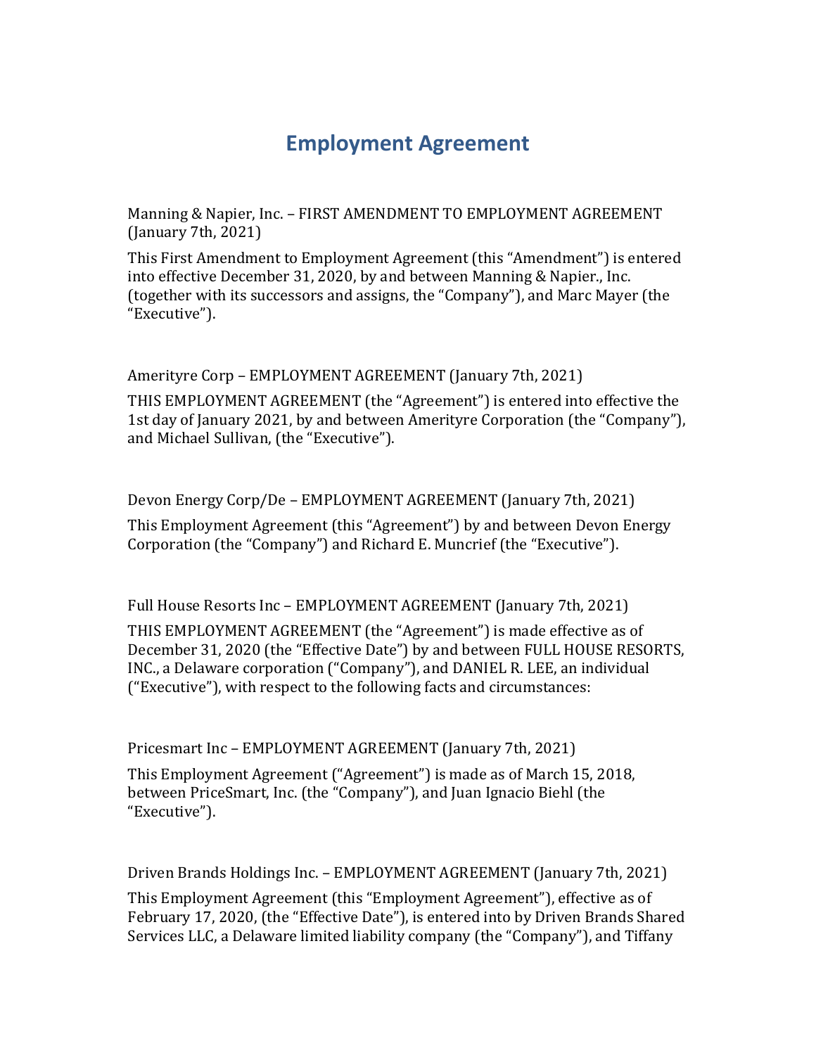# Employment Agreement

Manning & Napier, Inc. – FIRST AMENDMENT TO EMPLOYMENT AGREEMENT (January 7th, 2021)

This First Amendment to Employment Agreement (this "Amendment") is entered into effective December 31, 2020, by and between Manning & Napier., Inc. (together with its successors and assigns, the "Company"), and Marc Mayer (the "Executive").

Amerityre Corp – EMPLOYMENT AGREEMENT (January 7th, 2021)

THIS EMPLOYMENT AGREEMENT (the "Agreement") is entered into effective the 1st day of January 2021, by and between Amerityre Corporation (the "Company"), and Michael Sullivan, (the "Executive").

Devon Energy Corp/De – EMPLOYMENT AGREEMENT (January 7th, 2021)

This Employment Agreement (this "Agreement") by and between Devon Energy Corporation (the "Company") and Richard E. Muncrief (the "Executive").

Full House Resorts Inc – EMPLOYMENT AGREEMENT (January 7th, 2021)

THIS EMPLOYMENT AGREEMENT (the "Agreement") is made effective as of December 31, 2020 (the "Effective Date") by and between FULL HOUSE RESORTS, INC., a Delaware corporation ("Company"), and DANIEL R. LEE, an individual ("Executive"), with respect to the following facts and circumstances:

Pricesmart Inc – EMPLOYMENT AGREEMENT (January 7th, 2021)

This Employment Agreement ("Agreement") is made as of March 15, 2018, between PriceSmart, Inc. (the "Company"), and Juan Ignacio Biehl (the "Executive").

Driven Brands Holdings Inc. – EMPLOYMENT AGREEMENT (January 7th, 2021)

This Employment Agreement (this "Employment Agreement"), effective as of February 17, 2020, (the "Effective Date"), is entered into by Driven Brands Shared Services LLC, a Delaware limited liability company (the "Company"), and Tiffany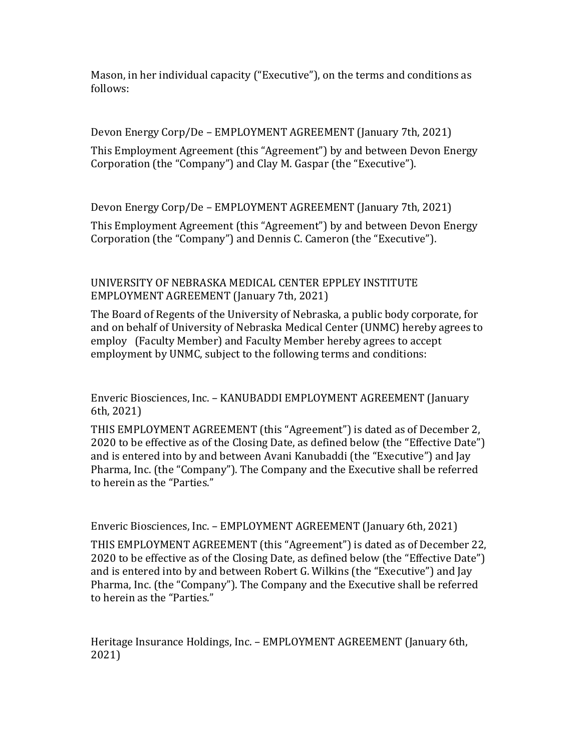Mason, in her individual capacity (“Executive”), on the terms and conditions as follows:

Devon Energy Corp/De – EMPLOYMENT AGREEMENT (January 7th, 2021)

This Employment Agreement (this “Agreement”) by and between Devon Energy Corporation (the “Company”) and Clay M. Gaspar (the “Executive”).

Devon Energy Corp/De – EMPLOYMENT AGREEMENT (January 7th, 2021)

This Employment Agreement (this “Agreement”) by and between Devon Energy Corporation (the “Company”) and Dennis C. Cameron (the “Executive”).

UNIVERSITY OF NEBRASKA MEDICAL CENTER EPPLEY INSTITUTE EMPLOYMENT AGREEMENT (January 7th, 2021)

The Board of Regents of the University of Nebraska, a public body corporate, for and on behalf of University of Nebraska Medical Center (UNMC) hereby agrees to employ (Faculty Member) and Faculty Member hereby agrees to accept employment by UNMC, subject to the following terms and conditions:

Enveric Biosciences, Inc. – KANUBADDI EMPLOYMENT AGREEMENT (January 6th, 2021)

THIS EMPLOYMENT AGREEMENT (this “Agreement”) is dated as of December 2, 2020 to be effective as of the Closing Date, as defined below (the “Effective Date”) and is entered into by and between Avani Kanubaddi (the “Executive”) and Jay Pharma, Inc. (the “Company”). The Company and the Executive shall be referred to herein as the “Parties.”

Enveric Biosciences, Inc. – EMPLOYMENT AGREEMENT (January 6th, 2021)

THIS EMPLOYMENT AGREEMENT (this “Agreement”) is dated as of December 22, 2020 to be effective as of the Closing Date, as defined below (the “Effective Date”) and is entered into by and between Robert G. Wilkins (the “Executive”) and Jay Pharma, Inc. (the “Company”). The Company and the Executive shall be referred to herein as the “Parties.”

Heritage Insurance Holdings, Inc. – EMPLOYMENT AGREEMENT (January 6th, 2021)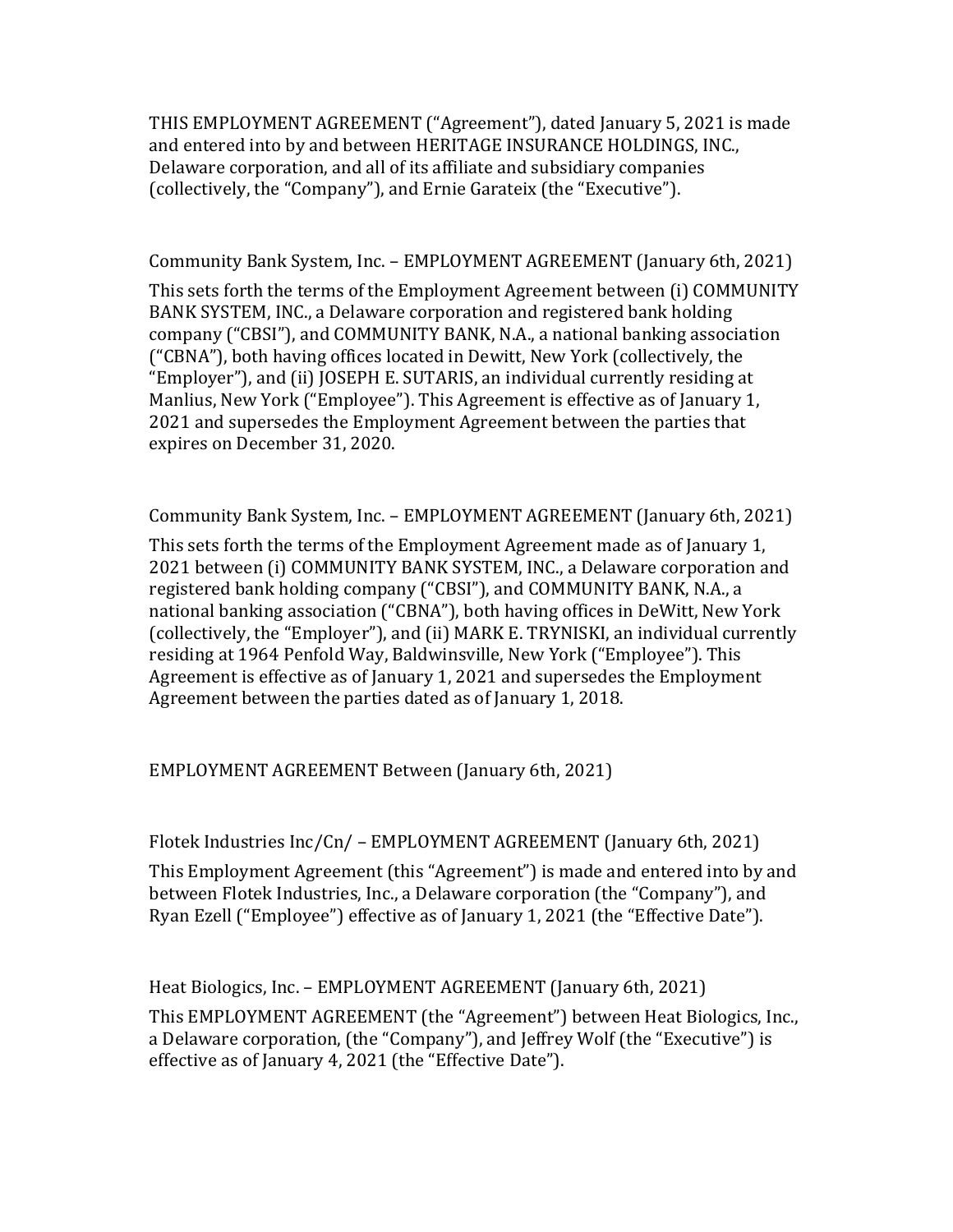THIS EMPLOYMENT AGREEMENT ("Agreement"), dated January 5, 2021 is made and entered into by and between HERITAGE INSURANCE HOLDINGS, INC., Delaware corporation, and all of its affiliate and subsidiary companies (collectively, the "Company"), and Ernie Garateix (the "Executive").

Community Bank System, Inc. – EMPLOYMENT AGREEMENT (January 6th, 2021)

This sets forth the terms of the Employment Agreement between (i) COMMUNITY BANK SYSTEM, INC., a Delaware corporation and registered bank holding company ("CBSI"), and COMMUNITY BANK, N.A., a national banking association ("CBNA"), both having offices located in Dewitt, New York (collectively, the "Employer"), and (ii) JOSEPH E. SUTARIS, an individual currently residing at Manlius, New York ("Employee"). This Agreement is effective as of January 1, 2021 and supersedes the Employment Agreement between the parties that expires on December 31, 2020.

Community Bank System, Inc. – EMPLOYMENT AGREEMENT (January 6th, 2021)

This sets forth the terms of the Employment Agreement made as of January 1, 2021 between (i) COMMUNITY BANK SYSTEM, INC., a Delaware corporation and registered bank holding company ("CBSI"), and COMMUNITY BANK, N.A., a national banking association ("CBNA"), both having offices in DeWitt, New York (collectively, the "Employer"), and (ii) MARK E. TRYNISKI, an individual currently residing at 1964 Penfold Way, Baldwinsville, New York ("Employee"). This Agreement is effective as of January 1, 2021 and supersedes the Employment Agreement between the parties dated as of January 1, 2018.

EMPLOYMENT AGREEMENT Between (January 6th, 2021)

Flotek Industries Inc/Cn/ – EMPLOYMENT AGREEMENT (January 6th, 2021)

This Employment Agreement (this "Agreement") is made and entered into by and between Flotek Industries, Inc., a Delaware corporation (the "Company"), and Ryan Ezell ("Employee") effective as of January 1, 2021 (the "Effective Date").

Heat Biologics, Inc. – EMPLOYMENT AGREEMENT (January 6th, 2021)

This EMPLOYMENT AGREEMENT (the "Agreement") between Heat Biologics, Inc., a Delaware corporation, (the "Company"), and Jeffrey Wolf (the "Executive") is effective as of January 4, 2021 (the "Effective Date").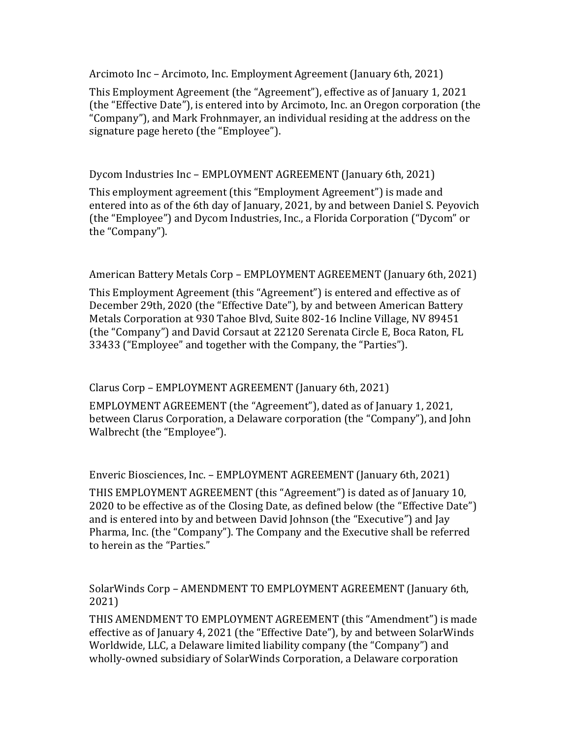Arcimoto Inc – Arcimoto, Inc. Employment Agreement (January 6th, 2021)

This Employment Agreement (the “Agreement”), effective as of January 1, 2021 (the “Effective Date”), is entered into by Arcimoto, Inc. an Oregon corporation (the “Company”), and Mark Frohnmayer, an individual residing at the address on the signature page hereto (the “Employee”).

Dycom Industries Inc – EMPLOYMENT AGREEMENT (January 6th, 2021)

This employment agreement (this “Employment Agreement”) is made and entered into as of the 6th day of January, 2021, by and between Daniel S. Peyovich (the “Employee”) and Dycom Industries, Inc., a Florida Corporation (“Dycom” or the “Company”).

American Battery Metals Corp – EMPLOYMENT AGREEMENT (January 6th, 2021)

This Employment Agreement (this “Agreement”) is entered and effective as of December 29th, 2020 (the “Effective Date”), by and between American Battery Metals Corporation at 930 Tahoe Blvd, Suite 802-16 Incline Village, NV 89451 (the “Company”) and David Corsaut at 22120 Serenata Circle E, Boca Raton, FL 33433 (“Employee” and together with the Company, the “Parties”).

Clarus Corp – EMPLOYMENT AGREEMENT (January 6th, 2021)

EMPLOYMENT AGREEMENT (the “Agreement”), dated as of January 1, 2021, between Clarus Corporation, a Delaware corporation (the “Company”), and John Walbrecht (the “Employee”).

Enveric Biosciences, Inc. – EMPLOYMENT AGREEMENT (January 6th, 2021)

THIS EMPLOYMENT AGREEMENT (this “Agreement”) is dated as of January 10, 2020 to be effective as of the Closing Date, as defined below (the “Effective Date”) and is entered into by and between David Johnson (the “Executive”) and Jay Pharma, Inc. (the “Company”). The Company and the Executive shall be referred to herein as the “Parties.”

SolarWinds Corp – AMENDMENT TO EMPLOYMENT AGREEMENT (January 6th, 2021)

THIS AMENDMENT TO EMPLOYMENT AGREEMENT (this “Amendment”) is made effective as of January 4, 2021 (the “Effective Date”), by and between SolarWinds Worldwide, LLC, a Delaware limited liability company (the “Company”) and wholly-owned subsidiary of SolarWinds Corporation, a Delaware corporation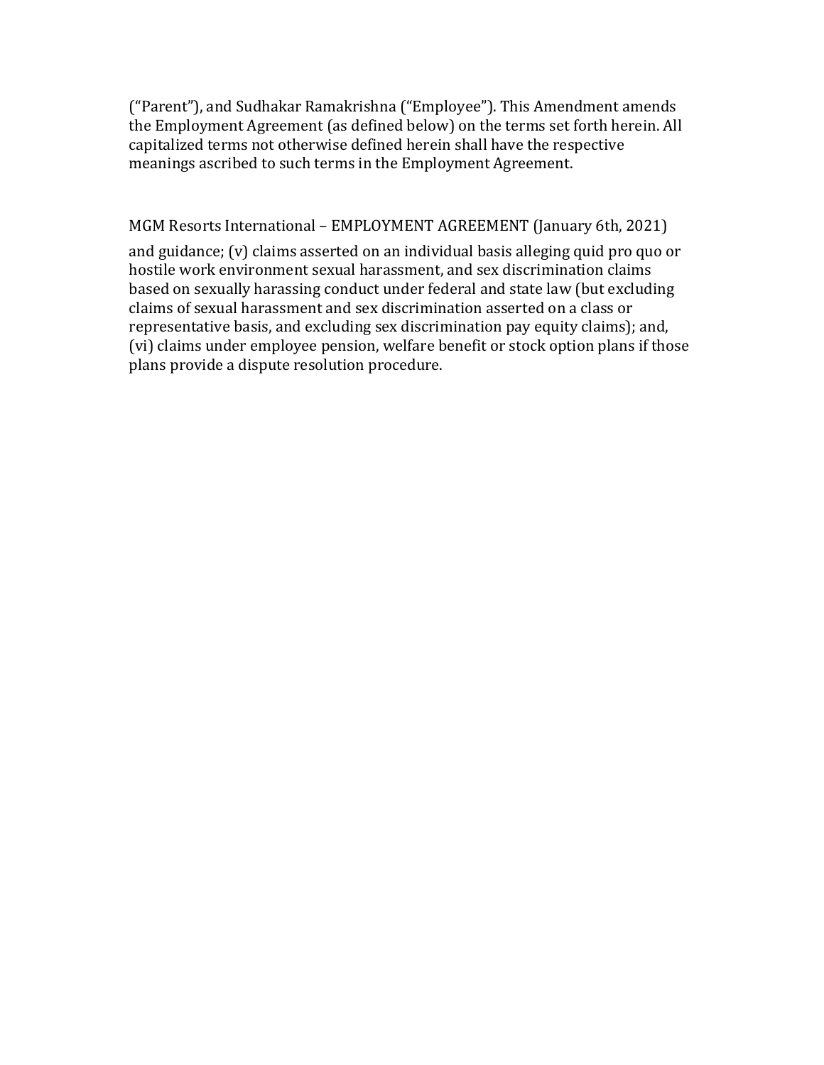(“Parent”), and Sudhakar Ramakrishna (“Employee”). This Amendment amends the Employment Agreement (as defined below) on the terms set forth herein. All capitalized terms not otherwise defined herein shall have the respective meanings ascribed to such terms in the Employment Agreement.

MGM Resorts International – EMPLOYMENT AGREEMENT (January 6th, 2021)

and guidance; (v) claims asserted on an individual basis alleging quid pro quo or hostile work environment sexual harassment, and sex discrimination claims based on sexually harassing conduct under federal and state law (but excluding claims of sexual harassment and sex discrimination asserted on a class or representative basis, and excluding sex discrimination pay equity claims); and, (vi) claims under employee pension, welfare benefit or stock option plans if those plans provide a dispute resolution procedure.